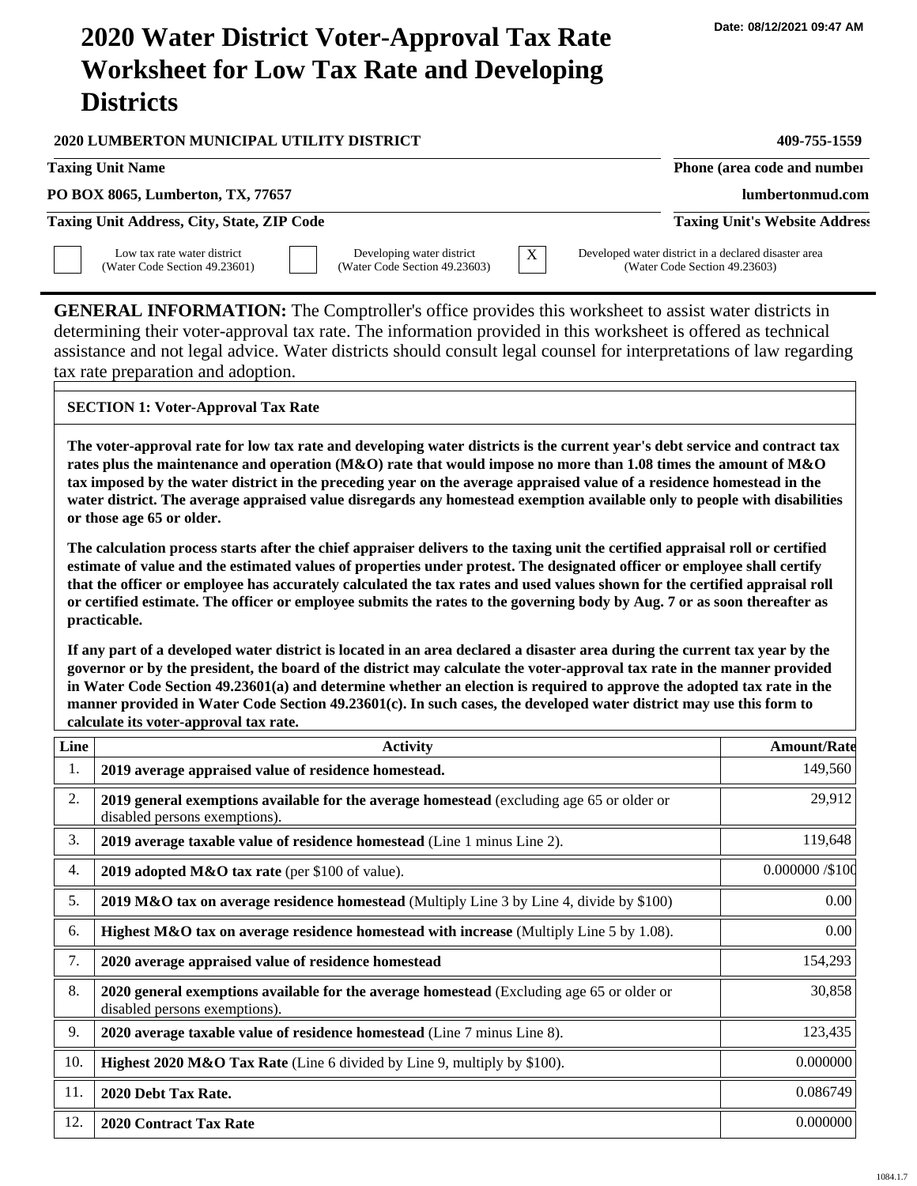Date: 08/12/2021 09:47 AM

# 2020 Water District Voter-Approval Tax Rate Worksheet for Low Tax Rate and Developing Districts

| | |
|---|---|
| **2020 LUMBERTON MUNICIPAL UTILITY DISTRICT** | **409-755-1559** |
| **Taxing Unit Name** | **Phone (area code and number)** |
| **PO BOX 8065, Lumberton, TX, 77657** | **lumbertonmud.com** |
| **Taxing Unit Address, City, State, ZIP Code** | **Taxing Unit's Website Address** |

☐ Low tax rate water district (Water Code Section 49.23601)

☐ Developing water district (Water Code Section 49.23603)

☒ Developed water district in a declared disaster area (Water Code Section 49.23603)

**GENERAL INFORMATION:** The Comptroller's office provides this worksheet to assist water districts in determining their voter-approval tax rate. The information provided in this worksheet is offered as technical assistance and not legal advice. Water districts should consult legal counsel for interpretations of law regarding tax rate preparation and adoption.

## SECTION 1: Voter-Approval Tax Rate

**The voter-approval rate for low tax rate and developing water districts is the current year's debt service and contract tax rates plus the maintenance and operation (M&O) rate that would impose no more than 1.08 times the amount of M&O tax imposed by the water district in the preceding year on the average appraised value of a residence homestead in the water district. The average appraised value disregards any homestead exemption available only to people with disabilities or those age 65 or older.**

**The calculation process starts after the chief appraiser delivers to the taxing unit the certified appraisal roll or certified estimate of value and the estimated values of properties under protest. The designated officer or employee shall certify that the officer or employee has accurately calculated the tax rates and used values shown for the certified appraisal roll or certified estimate. The officer or employee submits the rates to the governing body by Aug. 7 or as soon thereafter as practicable.**

**If any part of a developed water district is located in an area declared a disaster area during the current tax year by the governor or by the president, the board of the district may calculate the voter-approval tax rate in the manner provided in Water Code Section 49.23601(a) and determine whether an election is required to approve the adopted tax rate in the manner provided in Water Code Section 49.23601(c). In such cases, the developed water district may use this form to calculate its voter-approval tax rate.**

| Line | Activity | Amount/Rate |
|---|---|---|
| 1. | **2019 average appraised value of residence homestead.** | 149,560 |
| 2. | **2019 general exemptions available for the average homestead** (excluding age 65 or older or disabled persons exemptions). | 29,912 |
| 3. | **2019 average taxable value of residence homestead** (Line 1 minus Line 2). | 119,648 |
| 4. | **2019 adopted M&O tax rate** (per $100 of value). | 0.000000 /$100 |
| 5. | **2019 M&O tax on average residence homestead** (Multiply Line 3 by Line 4, divide by $100) | 0.00 |
| 6. | **Highest M&O tax on average residence homestead with increase** (Multiply Line 5 by 1.08). | 0.00 |
| 7. | **2020 average appraised value of residence homestead** | 154,293 |
| 8. | **2020 general exemptions available for the average homestead** (Excluding age 65 or older or disabled persons exemptions). | 30,858 |
| 9. | **2020 average taxable value of residence homestead** (Line 7 minus Line 8). | 123,435 |
| 10. | **Highest 2020 M&O Tax Rate** (Line 6 divided by Line 9, multiply by $100). | 0.000000 |
| 11. | **2020 Debt Tax Rate.** | 0.086749 |
| 12. | **2020 Contract Tax Rate** | 0.000000 |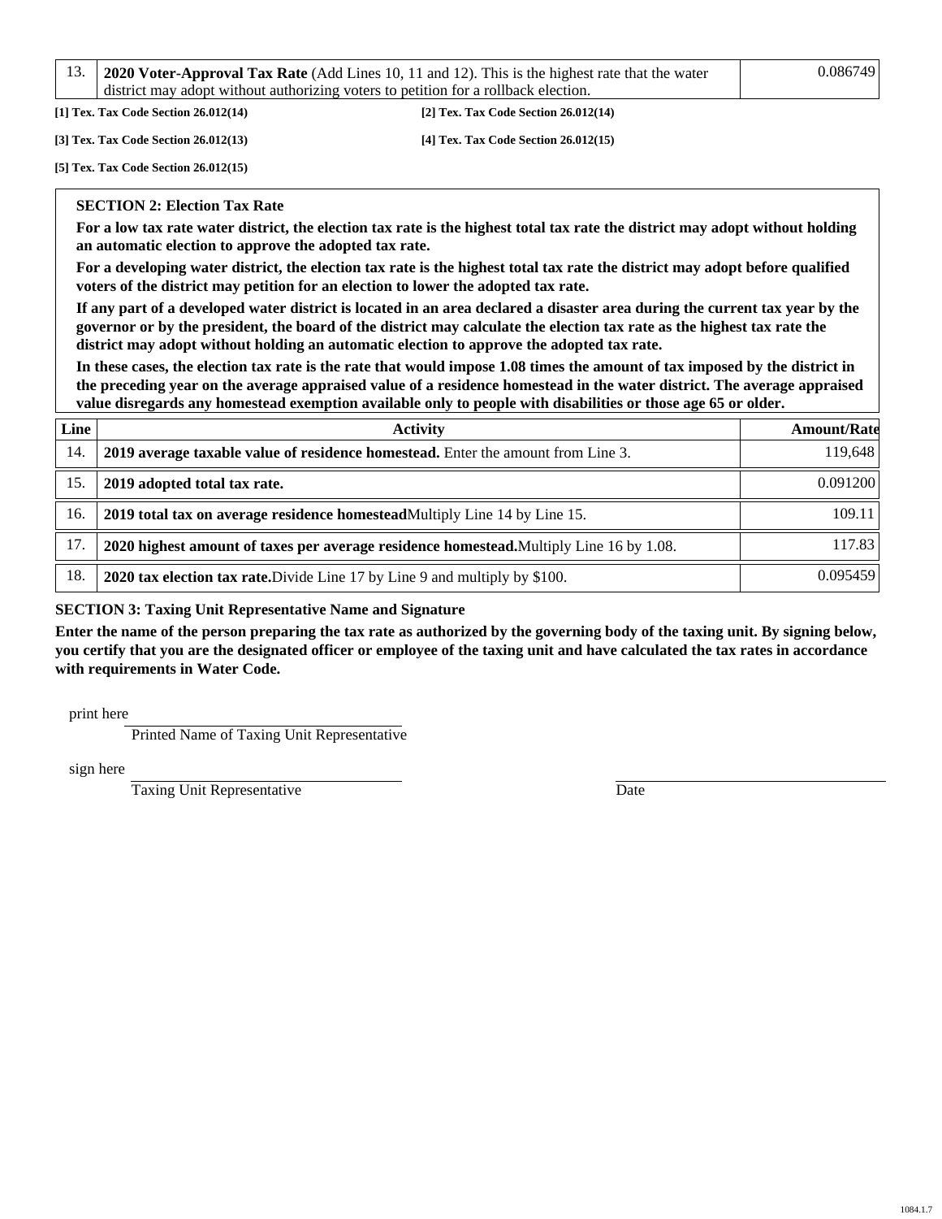| | | |
|---|---|---|
| 13. | **2020 Voter-Approval Tax Rate** (Add Lines 10, 11 and 12). This is the highest rate that the water district may adopt without authorizing voters to petition for a rollback election. | 0.086749 |

**[1] Tex. Tax Code Section 26.012(14)**

**[2] Tex. Tax Code Section 26.012(14)**

**[3] Tex. Tax Code Section 26.012(13)**

**[4] Tex. Tax Code Section 26.012(15)**

**[5] Tex. Tax Code Section 26.012(15)**

**SECTION 2: Election Tax Rate**

**For a low tax rate water district, the election tax rate is the highest total tax rate the district may adopt without holding an automatic election to approve the adopted tax rate.**

**For a developing water district, the election tax rate is the highest total tax rate the district may adopt before qualified voters of the district may petition for an election to lower the adopted tax rate.**

**If any part of a developed water district is located in an area declared a disaster area during the current tax year by the governor or by the president, the board of the district may calculate the election tax rate as the highest tax rate the district may adopt without holding an automatic election to approve the adopted tax rate.**

**In these cases, the election tax rate is the rate that would impose 1.08 times the amount of tax imposed by the district in the preceding year on the average appraised value of a residence homestead in the water district. The average appraised value disregards any homestead exemption available only to people with disabilities or those age 65 or older.**

| Line | Activity | Amount/Rate |
|---|---|---|
| 14. | **2019 average taxable value of residence homestead.** Enter the amount from Line 3. | 119,648 |
| 15. | **2019 adopted total tax rate.** | 0.091200 |
| 16. | **2019 total tax on average residence homestead** Multiply Line 14 by Line 15. | 109.11 |
| 17. | **2020 highest amount of taxes per average residence homestead.** Multiply Line 16 by 1.08. | 117.83 |
| 18. | **2020 tax election tax rate.** Divide Line 17 by Line 9 and multiply by $100. | 0.095459 |

**SECTION 3: Taxing Unit Representative Name and Signature**

**Enter the name of the person preparing the tax rate as authorized by the governing body of the taxing unit. By signing below, you certify that you are the designated officer or employee of the taxing unit and have calculated the tax rates in accordance with requirements in Water Code.**

print here \_\_\_\_\_\_\_\_\_\_\_\_\_\_\_\_\_\_\_\_\_\_\_\_\_\_\_\_\_\_

Printed Name of Taxing Unit Representative

sign here \_\_\_\_\_\_\_\_\_\_\_\_\_\_\_\_\_\_\_\_\_\_\_\_\_\_\_\_\_\_ \_\_\_\_\_\_\_\_\_\_\_\_\_\_\_\_\_\_\_\_\_\_\_\_\_\_\_\_\_\_

Taxing Unit Representative Date

1084.1.7